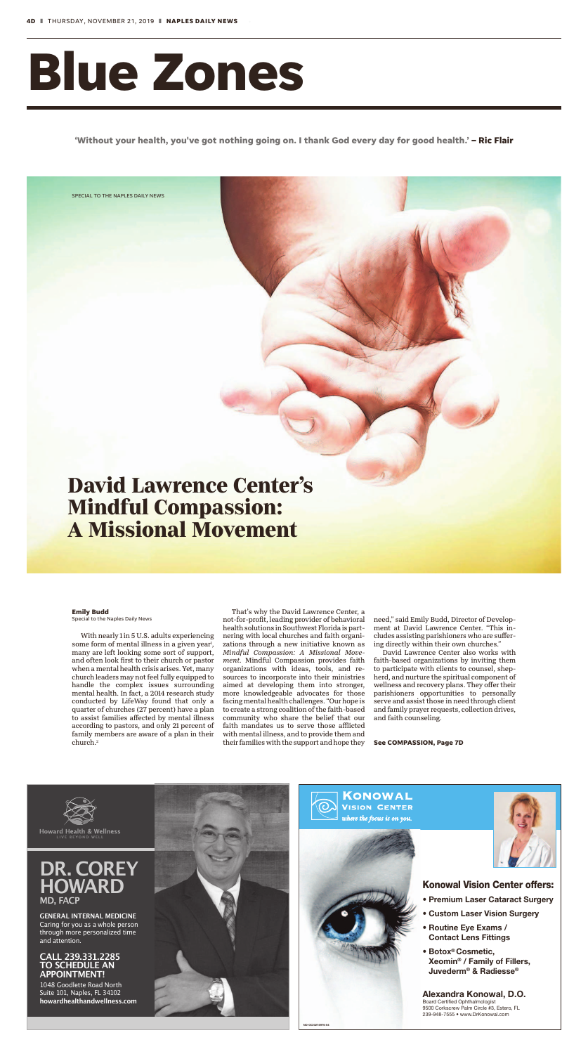# Blue Zones

**'Without your health, you've got nothing going on. I thank God every day for good health.' – Ric Flair**

SPECIAL TO THE NAPLES DAILY NEWS

## David Lawrence Center's Mindful Compassion: A Missional Movement

**Emily Budd**
Special to the Naples Daily News

With nearly 1 in 5 U.S. adults experiencing some form of mental illness in a given year[1], many are left looking some sort of support, and often look first to their church or pastor when a mental health crisis arises. Yet, many church leaders may not feel fully equipped to handle the complex issues surrounding mental health. In fact, a 2014 research study conducted by LifeWay found that only a quarter of churches (27 percent) have a plan to assist families affected by mental illness according to pastors, and only 21 percent of family members are aware of a plan in their church.[2]

That's why the David Lawrence Center, a not-for-profit, leading provider of behavioral health solutions in Southwest Florida is partnering with local churches and faith organizations through a new initiative known as *Mindful Compassion: A Missional Movement.* Mindful Compassion provides faith organizations with ideas, tools, and resources to incorporate into their ministries aimed at developing them into stronger, more knowledgeable advocates for those facing mental health challenges. "Our hope is to create a strong coalition of the faith-based community who share the belief that our faith mandates us to serve those afflicted with mental illness, and to provide them and their families with the support and hope they need," said Emily Budd, Director of Development at David Lawrence Center. "This includes assisting parishioners who are suffering directly within their own churches."

David Lawrence Center also works with faith-based organizations by inviting them to participate with clients to counsel, shepherd, and nurture the spiritual component of wellness and recovery plans. They offer their parishioners opportunities to personally serve and assist those in need through client and family prayer requests, collection drives, and faith counseling.

**See COMPASSION, Page 7D**

Howard Health & Wellness
LIVE BEYOND WELL

**DR. COREY HOWARD**
**MD, FACP**

**GENERAL INTERNAL MEDICINE**
Caring for you as a whole person through more personalized time and attention.

**CALL 239.331.2285 TO SCHEDULE AN APPOINTMENT!**
1048 Goodlette Road North
Suite 101, Naples, FL 34102
**howardhealthandwellness.com**

**KONOWAL VISION CENTER**
*where the focus is on you.*

**Konowal Vision Center offers:**

- **Premium Laser Cataract Surgery**
- **Custom Laser Vision Surgery**
- **Routine Eye Exams / Contact Lens Fittings**
- **Botox® Cosmetic, Xeomin® / Family of Fillers, Juvederm® & Radiesse®**

**Alexandra Konowal, D.O.**
Board Certified Ophthalmologist
9500 Corkscrew Palm Circle #3, Estero, FL
239-948-7555 • www.DrKonowal.com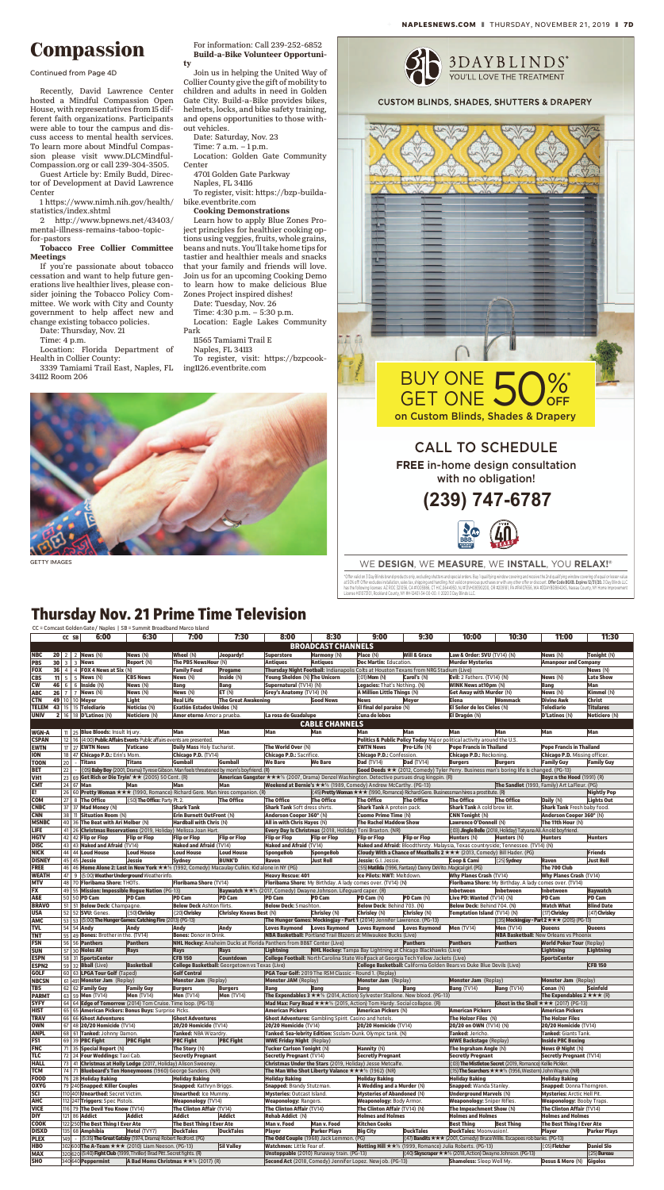# Compassion

Continued from Page 4D

Recently, David Lawrence Center hosted a Mindful Compassion Open House, with representatives from 15 different faith organizations. Participants were able to tour the campus and discuss access to mental health services. To learn more about Mindful Compassion please visit www.DLCMindful-Compassion.org or call 239-304-3505.

Guest Article by: Emily Budd, Director of Development at David Lawrence Center

1 https://www.nimh.nih.gov/health/statistics/index.shtml

2 http://www.bpnews.net/43403/mental-illness-remains-taboo-topic-for-pastors

**Tobacco Free Collier Committee Meetings**

If you're passionate about tobacco cessation and want to help future generations live healthier lives, please consider joining the Tobacco Policy Committee. We work with City and County government to help affect new and change existing tobacco policies.

Date: Thursday, Nov. 21

Time: 4 p.m.

Location: Florida Department of Health in Collier County:

3339 Tamiami Trail East, Naples, FL 34112 Room 206

For information: Call 239-252-6852

**Build-a-Bike Volunteer Opportunity**

Join us in helping the United Way of Collier County give the gift of mobility to children and adults in need in Golden Gate City. Build-a-Bike provides bikes, helmets, locks, and bike safety training, and opens opportunities to those without vehicles.

Date: Saturday, Nov. 23

Time: 7 a.m. – 1 p.m.

Location: Golden Gate Community Center

4701 Golden Gate Parkway

Naples, FL 34116

To register, visit: https://bzp-buildabike.eventbrite.com

**Cooking Demonstrations**

Learn how to apply Blue Zones Project principles for healthier cooking options using veggies, fruits, whole grains, beans and nuts. You'll take home tips for tastier and healthier meals and snacks that your family and friends will love. Join us for an upcoming Cooking Demo to learn how to make delicious Blue Zones Project inspired dishes!

Date: Tuesday, Nov. 26

Time: 4:30 p.m. – 5:30 p.m.

Location: Eagle Lakes Community Park

11565 Tamiami Trail E

Naples, FL 34113

To register, visit: https://bzpcooking1126.eventbrite.com

GETTY IMAGES

3DAYBLINDS
YOU'LL LOVE THE TREATMENT

CUSTOM BLINDS, SHADES, SHUTTERS & DRAPERY

BUY ONE GET ONE 50% OFF*
on Custom Blinds, Shades & Drapery

CALL TO SCHEDULE
FREE in-home design consultation with no obligation!

(239) 747-6787

WE DESIGN, WE MEASURE, WE INSTALL, YOU RELAX!®

# Thursday Nov. 21 Prime Time Television

CC = Comcast Golden Gate / Naples | SB = Summit Broadband Marco Island

| | CC | SB | 6:00 | 6:30 | 7:00 | 7:30 | 8:00 | 8:30 | 9:00 | 9:30 | 10:00 | 10:30 | 11:00 | 11:30 |
|---|---|---|---|---|---|---|---|---|---|---|---|---|---|---|
| **BROADCAST CHANNELS** | | | | | | | | | | | | | | |
| NBC 20 | 2 | 2 | News (N) | News (N) | Wheel (N) | Jeopardy! | Superstore | Harmony (N) | Place (N) | Will & Grace | Law & Order: SVU (TV14) (N) | | News (N) | Tonight (N) |
| PBS 30 | 3 | 3 | News | Report (N) | The PBS NewsHour (N) | | Antiques | Antiques | Doc Martin: Education. | | Murder Mysteries | | Amanpour and Company | |
| FOX 36 | 4 | 4 | FOX 4 News at Six (N) | | Family Feud | Pregame | Thursday Night Football: Indianapolis Colts at Houston Texans from NRG Stadium (Live) | | | | | | | News (N) |
| CBS 11 | 5 | 5 | News (N) | CBS News | News (N) | Inside (N) | Young Sheldon (N) | The Unicorn | (:01) Mom (N) | Carol's (N) | Evil: 2 Fathers. (TV14) (N) | | News (N) | Late Show |
| CW 46 | 6 | 6 | Inside (N) | News (N) | Bang | Bang | Supernatural (TV14) (N) | | Legacies: That's Nothing. (N) | | WINK News at10pm (N) | | Bang | Man |
| ABC 26 | 7 | 7 | News (N) | News (N) | News (N) | ET (N) | Grey's Anatomy (TV14) (N) | | A Million Little Things (N) | | Get Away with Murder (N) | | News (N) | Kimmel (N) |
| CTN 49 | 10 | 10 | Meyer | Light | Real Life | The Great Awakening | | Good News | News | Meyer | Elena | Wommack | Divine Awk | Christ |
| TELEM 43 | 15 | 15 | Telediario | Noticias (N) | Exatlón Estados Unidos (N) | | | | El final del paraíso (N) | | El Señor de los Cielos (N) | | Telediario | Titulares |
| UNIV 2 | 16 | 18 | D'Latinos (N) | Noticiero (N) | Amor eterno Amor a prueba. | | La rosa de Guadalupe | | Cuna de lobos | | El Dragón (N) | | D'Latinos (N) | Noticiero (N) |
| **CABLE CHANNELS** | | | | | | | | | | | | | | |
| WGN-A | 11 | 25 | Blue Bloods: Insult Injury. | | Man | Man | Man | Man | Man | Man | Man | Man | Man | Man |
| CSPAN | 12 | 16 | (4:00) Public Affairs Events Public affairs events are presented. | | | | | | Politics & Public Policy Today Major political activity around the U.S. | | | | | |
| EWTN | 17 | 27 | EWTN News | Vaticano | Daily Mass Holy Eucharist. | | The World Over (N) | | EWTN News | Pro-Life (N) | Pope Francis in Thailand | | Pope Francis in Thailand | |
| ION | 18 | 47 | Chicago P.D.: Erin's Mom. | | Chicago P.D. (TV14) | | Chicago P.D.: Sacrifice. | | Chicago P.D.: Confession. | | Chicago P.D.: Reckoning. | | Chicago P.D. Missing officer. | |
| TOON | 20 | - | Titans | Titans | Gumball | Gumball | We Bare | We Bare | Dad (TV14) | Dad (TV14) | Burgers | Burgers | Family Guy | Family Guy |
| BET | 22 | - | (:05) Baby Boy (2001, Drama) Tyrese Gibson. Man feels threatened by mom's boyfriend. (R) | | | | | | Good Deeds ★★ (2012, Comedy) Tyler Perry. Business man's boring life is changed. (PG-13) | | | | | |
| VH1 | 23 | 69 | Get Rich or Die Tryin' ★★ (2005) 50 Cent. (R) | | | American Gangster ★★★½ (2007, Drama) Denzel Washington. Detective pursues drug kingpin. (R) | | | | | | | Boyz n the Hood (1991) (R) | |
| CMT | 24 | 67 | Man | Man | Man | Man | Weekend at Bernie's ★★½ (1989, Comedy) Andrew McCarthy. (PG-13) | | | | | The Sandlot (1993, Family) Art LaFleur. (PG) | | |
| E! | 26 | 60 | Pretty Woman ★★★ (1990, Romance) Richard Gere. Man hires companion. (R) | | | | | (:45) Pretty Woman ★★★ (1990, Romance) Richard Gere. Businessman hires a prostitute. (R) | | | | | | Nightly Pop |
| COM | 27 | 8 | The Office | (:50) The Office: Party Pt. 2. | | The Office | The Office | The Office | The Office | The Office | The Office | The Office | Daily (N) | Lights Out |
| CNBC | 37 | 37 | Mad Money (N) | | Shark Tank | | Shark Tank Soft dress shirts. | | Shark Tank A protein pack. | | Shark Tank A cold brew kit. | | Shark Tank Fresh baby food. | |
| CNN | 38 | 11 | Situation Room (N) | | Erin Burnett OutFront (N) | | Anderson Cooper 360° (N) | | Cuomo Prime Time (N) | | CNN Tonight (N) | | Anderson Cooper 360° (N) | |
| MSNBC | 40 | 36 | The Beat with Ari Melber (N) | | Hardball with Chris (N) | | All in with Chris Hayes (N) | | The Rachel Maddow Show | | Lawrence O'Donnell (N) | | The 11th Hour (N) | |
| LIFE | 41 | 26 | Christmas Reservations (2019, Holiday) Melissa Joan Hart. | | | | Every Day Is Christmas (2018, Holiday) Toni Braxton. (NR) | | | | (:03) Jingle Belle (2018, Holiday) Tatyana Ali, Arnold boyfriend. | | | |
| HGTV | 42 | 42 | Flip or Flop | Flip or Flop | Flip or Flop | Flip or Flop | Flip or Flop | Flip or Flop | Flip or Flop | Flip or Flop | Hunters (N) | Hunters (N) | Hunters | Hunters |
| DISC | 43 | 43 | Naked and Afraid (TV14) | | Naked and Afraid (TV14) | | Naked and Afraid (TV14) | | Naked and Afraid: Bloodthirsty. Malaysia, Texas countryside, Tennessee. (TV14) (N) | | | | | |
| NICK | 44 | 44 | Loud House | Loud House | Loud House | Loud House | SpongeBob | SpongeBob | Cloudy With a Chance of Meatballs 2 ★★★ (2013, Comedy) Bill Hader. (PG) | | | | | Friends |
| DISNEY | 45 | 45 | Jessie | Jessie | Sydney | BUNK'D | Raven | Just Roll | Jessie: G.I. Jessie. | | Coop & Cami | (:25) Sydney | Raven | Just Roll |
| FREE | 46 | 46 | Home Alone 2: Lost in New York ★★½ (1992, Comedy) Macaulay Culkin. Kid alone in NY (PG) | | | | | | (:55) Matilda (1996, Fantasy) Danny DeVito. Magical girl. (PG) | | | | The 700 Club | |
| WEATH | 47 | 9 | (5:00) Weather Underground Weatherinfo. | | | | Heavy Rescue: 401 | | Ice Pilots: NWT: Meltdown. | | Why Planes Crash (TV14) | | Why Planes Crash (TV14) | |
| MTV | 48 | 70 | Floribama Shore: THOTs. | | Floribama Shore (TV14) | | Floribama Shore: My Birthday. A lady comes over. (TV14) (N) | | | | Floribama Shore: My Birthday. A lady comes over. (TV14) | | | |
| FX | 49 | 55 | Mission: Impossible Rogue Nation (PG-13) | | | Baywatch ★★½ (2017, Comedy) Dwayne Johnson. Lifeguard caper. (R) | | | | | Inbetween | Inbetween | Inbetween | Baywatch |
| A&E | 50 | 50 | PD Cam | PD Cam | PD Cam | PD Cam | PD Cam | PD Cam | PD Cam (N) | PD Cam (N) | Live PD: Wanted (TV14) (N) | | PD Cam | PD Cam |
| BRAVO | 51 | 51 | Below Deck: Champagne. | | Below Deck Ashton flirts. | | Below Deck: Smashton. | | Below Deck: Behind 703. (N) | | Below Deck: Behind 704. (N) | | Watch What | Blind Date |
| USA | 52 | 52 | SVU: Genes. | (:50) Chrisley | (:20) Chrisley | Chrisley Knows Best (N) | | Chrisley (N) | Chrisley (N) | Chrisley (N) | Temptation Island (TV14) (N) | | (:17) Chrisley | (:47) Chrisley |
| AMC | 53 | 53 | (5:30) The Hunger Games: Catching Fire (2013) (PG-13) | | | | The Hunger Games: Mockingjay - Part 1 (2014) Jennifer Lawrence. (PG-13) | | | | | (:35) Mockingjay - Part 2 ★★★ (2015) (PG-13) | | |
| TVL | 54 | 54 | Andy | Andy | Andy | Andy | Loves Raymond | Loves Raymond | Loves Raymond | Loves Raymond | Men (TV14) | Men (TV14) | Queens | Queens |
| TNT | 55 | 49 | Bones: Brother in the. (TV14) | | Bones: Donor in Drink. | | NBA Basketball: Portland Trail Blazers at Milwaukee Bucks (Live) | | | | | NBA Basketball: New Orleans vs Phoenix | | |
| FSN | 56 | 56 | Panthers | Panthers | NHL Hockey: Anaheim Ducks at Florida Panthers from BB&T Center (Live) | | | | | Panthers | Panthers | Panthers | World Poker Tour (Replay) | |
| SUN | 57 | 30 | Holes All | Rays | Rays | Rays | Lightning | NHL Hockey: Tampa Bay Lightning at Chicago Blackhawks (Live) | | | | | Lightning | Lightning |
| ESPN | 58 | 31 | SportsCenter | | CFB 150 | Countdown | College Football: North Carolina State Wolfpack at Georgia Tech Yellow Jackets (Live) | | | | | | SportsCenter | |
| ESPN2 | 59 | 32 | Bball (Live) | Basketball | College Basketball: Georgetown vs Texas (Live) | | | | College Basketball: California Golden Bears vs Duke Blue Devils (Live) | | | | | CFB 150 |
| GOLF | 60 | 63 | LPGA Tour Golf (Taped) | | Golf Central | | PGA Tour Golf: 2019 The RSM Classic - Round 1. (Replay) | | | | | | | |
| NBCSN | 61 | 491 | Monster Jam (Replay) | | Monster Jam (Replay) | | Monster Jam (Replay) | | Monster Jam (Replay) | | Monster Jam (Replay) | | Monster Jam (Replay) | |
| TBS | 62 | 62 | Family Guy | Family Guy | Burgers | Burgers | Bang | Bang | Bang | Bang | Bang (TV14) | Bang (TV14) | Conan (N) | Seinfeld |
| PARMT | 63 | 59 | Men (TV14) | Men (TV14) | Men (TV14) | Men (TV14) | The Expendables 3 ★★½ (2014, Action) Sylvester Stallone. New blood. (PG-13) | | | | | | The Expendables 2 ★★★ (R) | |
| SYFY | 64 | 64 | Edge of Tomorrow (2014) Tom Cruise. Time loop. (PG-13) | | | | Mad Max: Fury Road ★★½ (2015, Action) Tom Hardy. Social collapse. (R) | | | | | Ghost in the Shell ★★★ (2017) (PG-13) | | |
| HIST | 65 | 65 | American Pickers: Bonus Buys: Surprise Picks. | | | | American Pickers | | American Pickers (N) | | American Pickers | | American Pickers | |
| TRAV | 66 | 66 | Ghost Adventures | | Ghost Adventures | | Ghost Adventures: Gambling Spirit. Casino and hotels. | | | | The Holzer Files (N) | | The Holzer Files | |
| OWN | 67 | 48 | 20/20 Homicide (TV14) | | 20/20 Homicide (TV14) | | 20/20 Homicide (TV14) | | 20/20 Homicide (TV14) | | 20/20 on OWN (TV14) (N) | | 20/20 Homicide (TV14) | |
| ANPL | 68 | 61 | Tanked: Johnny Damon. | | Tanked: NBA Wizardry. | | Tanked: Sea-lebrity Edition: Ssslam-Dunk. Olympic tank. (N) | | | | Tanked: Jericho. | | Tanked: Giants Tank. | |
| FS1 | 69 | 39 | PBC Fight | PBC Fight | PBC Fight | PBC Fight | WWE Friday Night (Replay) | | | | WWE Backstage (Replay) | | Inside PBC Boxing | |
| FNC | 71 | 35 | Special Report (N) | | The Story (N) | | Tucker Carlson Tonight (N) | | Hannity (N) | | The Ingraham Angle (N) | | News @ Night (N) | |
| TLC | 72 | 24 | Four Weddings: Taxi Cab. | | Secretly Pregnant | | Secretly Pregnant (TV14) | | Secretly Pregnant | | Secretly Pregnant | | Secretly Pregnant (TV14) | |
| HALL | 73 | 41 | Christmas at Holly Lodge (2017, Holiday) Alison Sweeney. | | | | Christmas Under the Stars (2019, Holiday) Jesse Metcalfe. | | | | (:03) The Mistletoe Secret (2019, Romance) Kelle Pickler. | | | |
| TCM | 74 | 71 | Bluebeard's Ten Honeymoons (1960) George Sanders. (NR) | | | | The Man Who Shot Liberty Valance ★★★½ (1962) (NR) | | | | (:15) The Searchers ★★★½ (1956, Western) John Wayne. (NR) | | | |
| FOOD | 75 | 28 | Holiday Baking | | Holiday Baking | | Holiday Baking | | Holiday Baking | | Holiday Baking | | Holiday Baking | |
| OXYG | 79 | 246 | Snapped: Killer Couples | | Snapped: Kathryn Briggs. | | Snapped: Brandy Stutzman. | | A Wedding and a Murder (N) | | Snapped: Wanda Stanley. | | Snapped: Donna Thorngren. | |
| SCI | 110 | 401 | Unearthed: Secret Victim. | | Unearthed: Ice Mummy. | | Mysteries: Outcast Island. | | Mysteries of Abandoned (N) | | Underground Marvels (N) | | Mysteries: Arctic Hell Pit. | |
| AHC | 112 | 247 | Triggers: Spec Pistols. | | Weaponology (TV14) | | Weaponology: Rangers. | | Weaponology: Body Armor. | | Weaponology: Sniper Rifles. | | Weaponology: Booby Traps. | |
| VICE | 116 | 79 | The Devil You Know (TV14) | | The Clinton Affair (TV14) | | The Clinton Affair (TV14) | | The Clinton Affair (TV14) | | The Impeachment Show (N) | | The Clinton Affair (TV14) | |
| DIY | 121 | 86 | Addict | Addict | Addict | Addict | Rehab Addict (N) | | Holmes and Holmes | | Holmes and Holmes | | Holmes and Holmes | |
| COOK | 122 | 250 | The Best Thing I Ever Ate | | The Best Thing I Ever Ate | | Man v. Food | Man v. Food | Kitchen Cooks | | Best Thing | Best Thing | The Best Thing I Ever Ate | |
| DISXD | 135 | 68 | Amphibia | Hotel (TV7) | DuckTales | DuckTales | Player | Parker Plays | Big City | DuckTales | DuckTales: Moonvasion!. | | Player | Parker Plays |
| PLEX | 149 | - | (5:35) The Great Gatsby (1974, Drama) Robert Redford. (PG) | | | | The Odd Couple (1968) Jack Lemmon. (PG) | | | (:40) Bandits ★★★ (2001, Comedy) Bruce Willis. Escapees rob banks. (PG-13) | | | | |
| HBO | 302 | 600 | The A-Team ★★★ (2010) Liam Neeson. (PG-13) | | | Sil Valley | Watchmen: Little Fear of. | | Notting Hill ★★½ (1999, Romance) Julia Roberts. (PG-13) | | | | (:05) Fletcher | Daniel Slo |
| MAX | 320 | 620 | (5:40) Fight Club (1999, Thriller) Brad Pitt. Secret fights. (R) | | | | Unstoppable (2010) Runaway train. (PG-13) | | | (:40) Skyscraper ★★½ (2018, Action) Dwayne Johnson. (PG-13) | | | | (:25) Bureau |
| SHO | 340 | 640 | Peppermint | A Bad Moms Christmas ★★½ (2017) (R) | | | Second Act (2018, Comedy) Jennifer Lopez. New job. (PG-13) | | | | Shameless: Sleep Well My. | | Desus & Mero (N) | Gigolos |